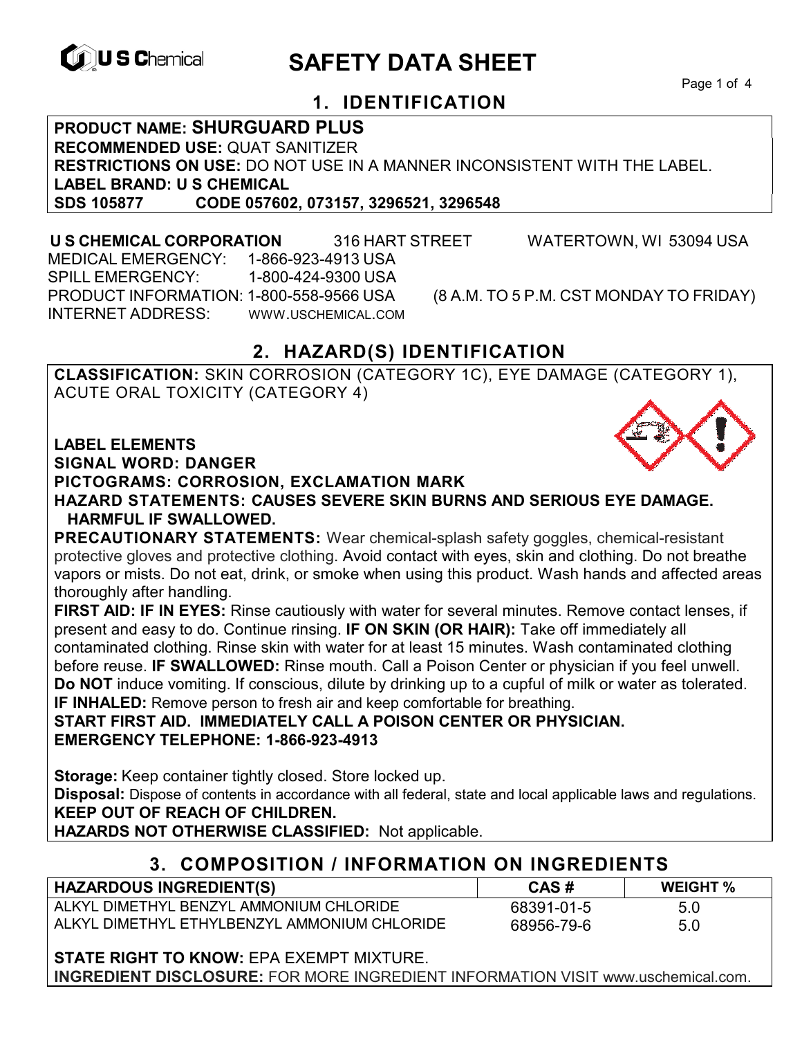U S Chemical

# SAFETY DATA SHEET

## 1. IDENTIFICATION

**PRODUCT NAME: SHURGUARD PLUS**
**RECOMMENDED USE:** QUAT SANITIZER
**RESTRICTIONS ON USE:** DO NOT USE IN A MANNER INCONSISTENT WITH THE LABEL.
**LABEL BRAND: U S CHEMICAL**
**SDS 105877 CODE 057602, 073157, 3296521, 3296548**

**U S CHEMICAL CORPORATION** 316 HART STREET WATERTOWN, WI 53094 USA
MEDICAL EMERGENCY: 1-866-923-4913 USA
SPILL EMERGENCY: 1-800-424-9300 USA
PRODUCT INFORMATION: 1-800-558-9566 USA (8 A.M. TO 5 P.M. CST MONDAY TO FRIDAY)
INTERNET ADDRESS: WWW.USCHEMICAL.COM

## 2. HAZARD(S) IDENTIFICATION

**CLASSIFICATION:** SKIN CORROSION (CATEGORY 1C), EYE DAMAGE (CATEGORY 1), ACUTE ORAL TOXICITY (CATEGORY 4)

**LABEL ELEMENTS**
**SIGNAL WORD: DANGER**
**PICTOGRAMS: CORROSION, EXCLAMATION MARK**
**HAZARD STATEMENTS: CAUSES SEVERE SKIN BURNS AND SERIOUS EYE DAMAGE. HARMFUL IF SWALLOWED.**
**PRECAUTIONARY STATEMENTS:** Wear chemical-splash safety goggles, chemical-resistant protective gloves and protective clothing. Avoid contact with eyes, skin and clothing. Do not breathe vapors or mists. Do not eat, drink, or smoke when using this product. Wash hands and affected areas thoroughly after handling.
**FIRST AID: IF IN EYES:** Rinse cautiously with water for several minutes. Remove contact lenses, if present and easy to do. Continue rinsing. **IF ON SKIN (OR HAIR):** Take off immediately all contaminated clothing. Rinse skin with water for at least 15 minutes. Wash contaminated clothing before reuse. **IF SWALLOWED:** Rinse mouth. Call a Poison Center or physician if you feel unwell. **Do NOT** induce vomiting. If conscious, dilute by drinking up to a cupful of milk or water as tolerated. **IF INHALED:** Remove person to fresh air and keep comfortable for breathing.
**START FIRST AID. IMMEDIATELY CALL A POISON CENTER OR PHYSICIAN.**
**EMERGENCY TELEPHONE: 1-866-923-4913**

**Storage:** Keep container tightly closed. Store locked up.
**Disposal:** Dispose of contents in accordance with all federal, state and local applicable laws and regulations.
**KEEP OUT OF REACH OF CHILDREN.**
**HAZARDS NOT OTHERWISE CLASSIFIED:** Not applicable.

## 3. COMPOSITION / INFORMATION ON INGREDIENTS

| HAZARDOUS INGREDIENT(S) | CAS # | WEIGHT % |
|---|---|---|
| ALKYL DIMETHYL BENZYL AMMONIUM CHLORIDE | 68391-01-5 | 5.0 |
| ALKYL DIMETHYL ETHYLBENZYL AMMONIUM CHLORIDE | 68956-79-6 | 5.0 |

**STATE RIGHT TO KNOW:** EPA EXEMPT MIXTURE.
**INGREDIENT DISCLOSURE:** FOR MORE INGREDIENT INFORMATION VISIT www.uschemical.com.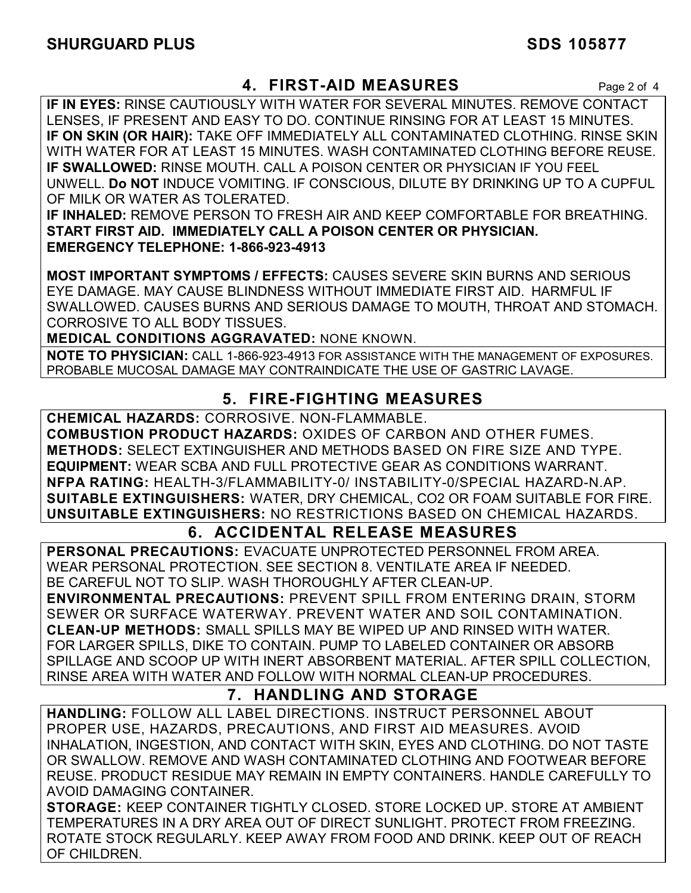## 4. FIRST-AID MEASURES

**IF IN EYES:** RINSE CAUTIOUSLY WITH WATER FOR SEVERAL MINUTES. REMOVE CONTACT LENSES, IF PRESENT AND EASY TO DO. CONTINUE RINSING FOR AT LEAST 15 MINUTES.
**IF ON SKIN (OR HAIR):** TAKE OFF IMMEDIATELY ALL CONTAMINATED CLOTHING. RINSE SKIN WITH WATER FOR AT LEAST 15 MINUTES. WASH CONTAMINATED CLOTHING BEFORE REUSE.
**IF SWALLOWED:** RINSE MOUTH. CALL A POISON CENTER OR PHYSICIAN IF YOU FEEL UNWELL. **Do NOT** INDUCE VOMITING. IF CONSCIOUS, DILUTE BY DRINKING UP TO A CUPFUL OF MILK OR WATER AS TOLERATED.
**IF INHALED:** REMOVE PERSON TO FRESH AIR AND KEEP COMFORTABLE FOR BREATHING.
**START FIRST AID. IMMEDIATELY CALL A POISON CENTER OR PHYSICIAN.**
**EMERGENCY TELEPHONE: 1-866-923-4913**

**MOST IMPORTANT SYMPTOMS / EFFECTS:** CAUSES SEVERE SKIN BURNS AND SERIOUS EYE DAMAGE. MAY CAUSE BLINDNESS WITHOUT IMMEDIATE FIRST AID. HARMFUL IF SWALLOWED. CAUSES BURNS AND SERIOUS DAMAGE TO MOUTH, THROAT AND STOMACH. CORROSIVE TO ALL BODY TISSUES.
**MEDICAL CONDITIONS AGGRAVATED:** NONE KNOWN.

**NOTE TO PHYSICIAN:** CALL 1-866-923-4913 FOR ASSISTANCE WITH THE MANAGEMENT OF EXPOSURES. PROBABLE MUCOSAL DAMAGE MAY CONTRAINDICATE THE USE OF GASTRIC LAVAGE.

## 5. FIRE-FIGHTING MEASURES

**CHEMICAL HAZARDS:** CORROSIVE. NON-FLAMMABLE.
**COMBUSTION PRODUCT HAZARDS:** OXIDES OF CARBON AND OTHER FUMES.
**METHODS:** SELECT EXTINGUISHER AND METHODS BASED ON FIRE SIZE AND TYPE.
**EQUIPMENT:** WEAR SCBA AND FULL PROTECTIVE GEAR AS CONDITIONS WARRANT.
**NFPA RATING:** HEALTH-3/FLAMMABILITY-0/ INSTABILITY-0/SPECIAL HAZARD-N.AP.
**SUITABLE EXTINGUISHERS:** WATER, DRY CHEMICAL, $CO_2$ OR FOAM SUITABLE FOR FIRE.
**UNSUITABLE EXTINGUISHERS:** NO RESTRICTIONS BASED ON CHEMICAL HAZARDS.

## 6. ACCIDENTAL RELEASE MEASURES

**PERSONAL PRECAUTIONS:** EVACUATE UNPROTECTED PERSONNEL FROM AREA. WEAR PERSONAL PROTECTION. SEE SECTION 8. VENTILATE AREA IF NEEDED. BE CAREFUL NOT TO SLIP. WASH THOROUGHLY AFTER CLEAN-UP.
**ENVIRONMENTAL PRECAUTIONS:** PREVENT SPILL FROM ENTERING DRAIN, STORM SEWER OR SURFACE WATERWAY. PREVENT WATER AND SOIL CONTAMINATION.
**CLEAN-UP METHODS:** SMALL SPILLS MAY BE WIPED UP AND RINSED WITH WATER. FOR LARGER SPILLS, DIKE TO CONTAIN. PUMP TO LABELED CONTAINER OR ABSORB SPILLAGE AND SCOOP UP WITH INERT ABSORBENT MATERIAL. AFTER SPILL COLLECTION, RINSE AREA WITH WATER AND FOLLOW WITH NORMAL CLEAN-UP PROCEDURES.

## 7. HANDLING AND STORAGE

**HANDLING:** FOLLOW ALL LABEL DIRECTIONS. INSTRUCT PERSONNEL ABOUT PROPER USE, HAZARDS, PRECAUTIONS, AND FIRST AID MEASURES. AVOID INHALATION, INGESTION, AND CONTACT WITH SKIN, EYES AND CLOTHING. DO NOT TASTE OR SWALLOW. REMOVE AND WASH CONTAMINATED CLOTHING AND FOOTWEAR BEFORE REUSE. PRODUCT RESIDUE MAY REMAIN IN EMPTY CONTAINERS. HANDLE CAREFULLY TO AVOID DAMAGING CONTAINER.
**STORAGE:** KEEP CONTAINER TIGHTLY CLOSED. STORE LOCKED UP. STORE AT AMBIENT TEMPERATURES IN A DRY AREA OUT OF DIRECT SUNLIGHT. PROTECT FROM FREEZING. ROTATE STOCK REGULARLY. KEEP AWAY FROM FOOD AND DRINK. KEEP OUT OF REACH OF CHILDREN.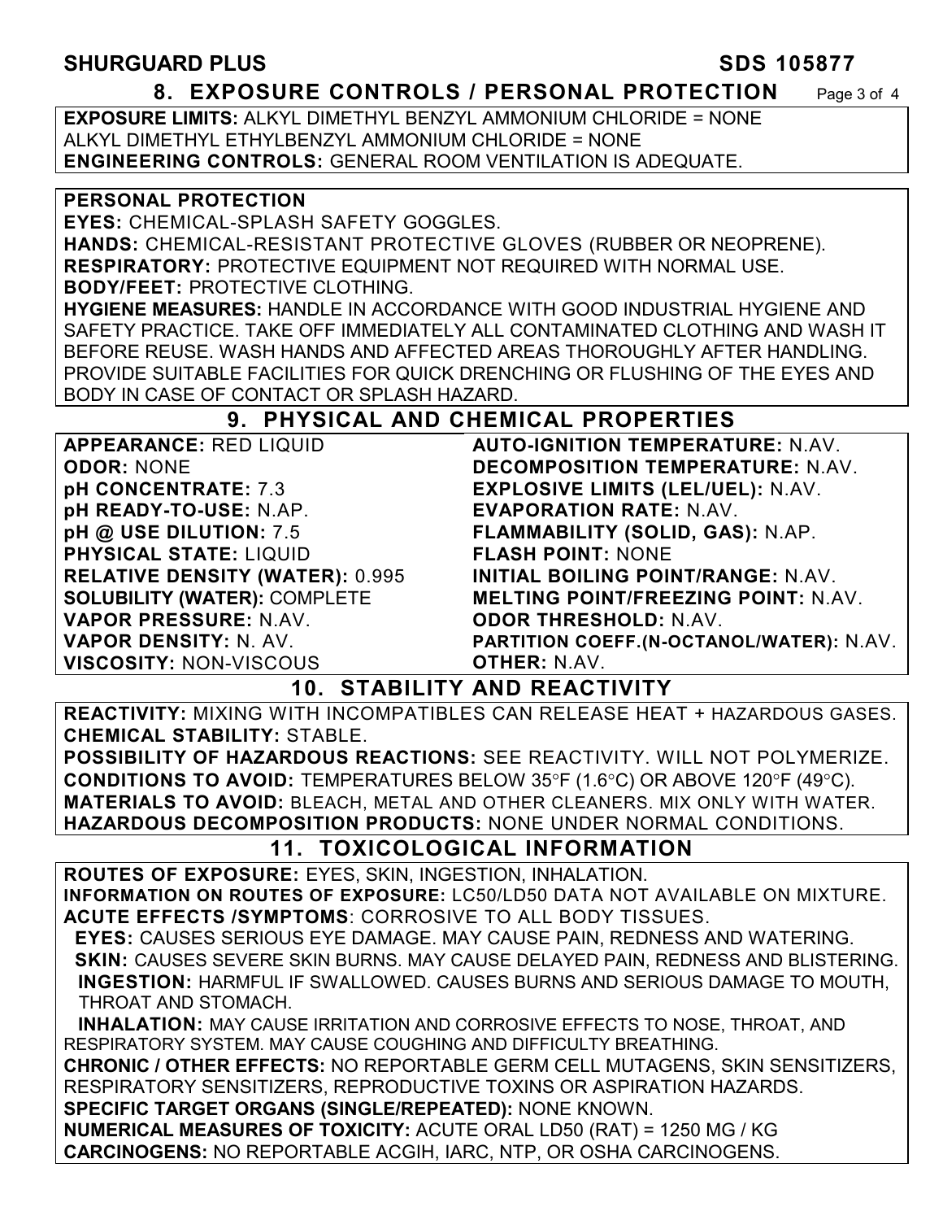## 8. EXPOSURE CONTROLS / PERSONAL PROTECTION

**EXPOSURE LIMITS:** ALKYL DIMETHYL BENZYL AMMONIUM CHLORIDE = NONE
ALKYL DIMETHYL ETHYLBENZYL AMMONIUM CHLORIDE = NONE
**ENGINEERING CONTROLS:** GENERAL ROOM VENTILATION IS ADEQUATE.

**PERSONAL PROTECTION**
**EYES:** CHEMICAL-SPLASH SAFETY GOGGLES.
**HANDS:** CHEMICAL-RESISTANT PROTECTIVE GLOVES (RUBBER OR NEOPRENE).
**RESPIRATORY:** PROTECTIVE EQUIPMENT NOT REQUIRED WITH NORMAL USE.
**BODY/FEET:** PROTECTIVE CLOTHING.
**HYGIENE MEASURES:** HANDLE IN ACCORDANCE WITH GOOD INDUSTRIAL HYGIENE AND SAFETY PRACTICE. TAKE OFF IMMEDIATELY ALL CONTAMINATED CLOTHING AND WASH IT BEFORE REUSE. WASH HANDS AND AFFECTED AREAS THOROUGHLY AFTER HANDLING. PROVIDE SUITABLE FACILITIES FOR QUICK DRENCHING OR FLUSHING OF THE EYES AND BODY IN CASE OF CONTACT OR SPLASH HAZARD.

## 9. PHYSICAL AND CHEMICAL PROPERTIES

**APPEARANCE:** RED LIQUID
**ODOR:** NONE
**pH CONCENTRATE:** 7.3
**pH READY-TO-USE:** N.AP.
**pH @ USE DILUTION:** 7.5
**PHYSICAL STATE:** LIQUID
**RELATIVE DENSITY (WATER):** 0.995
**SOLUBILITY (WATER):** COMPLETE
**VAPOR PRESSURE:** N.AV.
**VAPOR DENSITY:** N. AV.
**VISCOSITY:** NON-VISCOUS
**AUTO-IGNITION TEMPERATURE:** N.AV.
**DECOMPOSITION TEMPERATURE:** N.AV.
**EXPLOSIVE LIMITS (LEL/UEL):** N.AV.
**EVAPORATION RATE:** N.AV.
**FLAMMABILITY (SOLID, GAS):** N.AP.
**FLASH POINT:** NONE
**INITIAL BOILING POINT/RANGE:** N.AV.
**MELTING POINT/FREEZING POINT:** N.AV.
**ODOR THRESHOLD:** N.AV.
**PARTITION COEFF.(N-OCTANOL/WATER):** N.AV.
**OTHER:** N.AV.

## 10. STABILITY AND REACTIVITY

**REACTIVITY:** MIXING WITH INCOMPATIBLES CAN RELEASE HEAT + HAZARDOUS GASES.
**CHEMICAL STABILITY:** STABLE.
**POSSIBILITY OF HAZARDOUS REACTIONS:** SEE REACTIVITY. WILL NOT POLYMERIZE.
**CONDITIONS TO AVOID:** TEMPERATURES BELOW 35°F (1.6°C) OR ABOVE 120°F (49°C).
**MATERIALS TO AVOID:** BLEACH, METAL AND OTHER CLEANERS. MIX ONLY WITH WATER.
**HAZARDOUS DECOMPOSITION PRODUCTS:** NONE UNDER NORMAL CONDITIONS.

## 11. TOXICOLOGICAL INFORMATION

**ROUTES OF EXPOSURE:** EYES, SKIN, INGESTION, INHALATION.
**INFORMATION ON ROUTES OF EXPOSURE:** LC50/LD50 DATA NOT AVAILABLE ON MIXTURE.
**ACUTE EFFECTS /SYMPTOMS**: CORROSIVE TO ALL BODY TISSUES.
**EYES:** CAUSES SERIOUS EYE DAMAGE. MAY CAUSE PAIN, REDNESS AND WATERING.
**SKIN:** CAUSES SEVERE SKIN BURNS. MAY CAUSE DELAYED PAIN, REDNESS AND BLISTERING.
**INGESTION:** HARMFUL IF SWALLOWED. CAUSES BURNS AND SERIOUS DAMAGE TO MOUTH, THROAT AND STOMACH.
**INHALATION:** MAY CAUSE IRRITATION AND CORROSIVE EFFECTS TO NOSE, THROAT, AND RESPIRATORY SYSTEM. MAY CAUSE COUGHING AND DIFFICULTY BREATHING.
**CHRONIC / OTHER EFFECTS:** NO REPORTABLE GERM CELL MUTAGENS, SKIN SENSITIZERS, RESPIRATORY SENSITIZERS, REPRODUCTIVE TOXINS OR ASPIRATION HAZARDS.
**SPECIFIC TARGET ORGANS (SINGLE/REPEATED):** NONE KNOWN.
**NUMERICAL MEASURES OF TOXICITY:** ACUTE ORAL LD50 (RAT) = 1250 MG / KG
**CARCINOGENS:** NO REPORTABLE ACGIH, IARC, NTP, OR OSHA CARCINOGENS.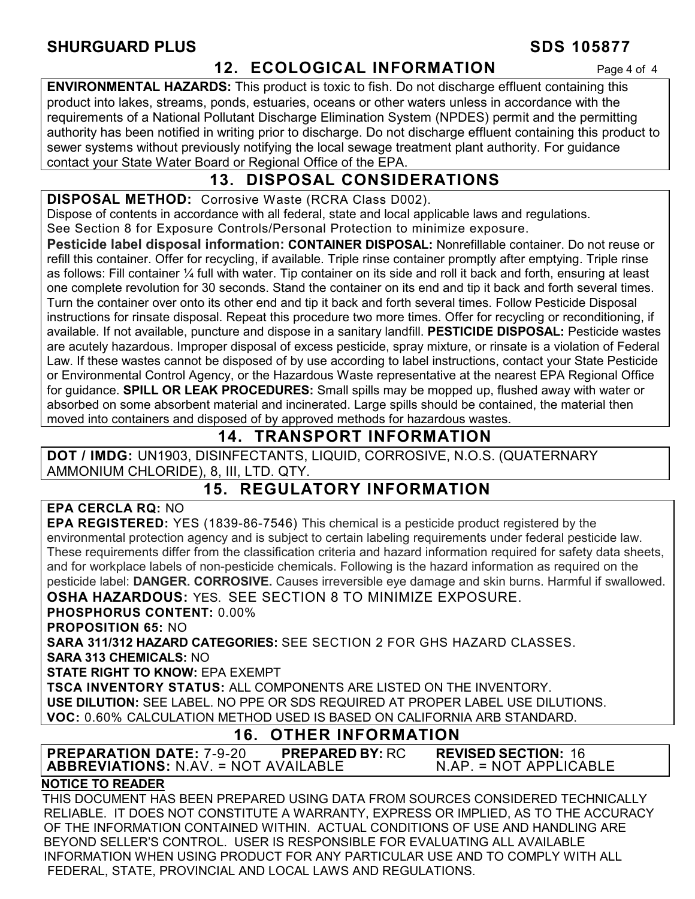## 12. ECOLOGICAL INFORMATION

**ENVIRONMENTAL HAZARDS:** This product is toxic to fish. Do not discharge effluent containing this product into lakes, streams, ponds, estuaries, oceans or other waters unless in accordance with the requirements of a National Pollutant Discharge Elimination System (NPDES) permit and the permitting authority has been notified in writing prior to discharge. Do not discharge effluent containing this product to sewer systems without previously notifying the local sewage treatment plant authority. For guidance contact your State Water Board or Regional Office of the EPA.

## 13. DISPOSAL CONSIDERATIONS

**DISPOSAL METHOD:** Corrosive Waste (RCRA Class D002).
Dispose of contents in accordance with all federal, state and local applicable laws and regulations.
See Section 8 for Exposure Controls/Personal Protection to minimize exposure.
**Pesticide label disposal information: CONTAINER DISPOSAL:** Nonrefillable container. Do not reuse or refill this container. Offer for recycling, if available. Triple rinse container promptly after emptying. Triple rinse as follows: Fill container ¼ full with water. Tip container on its side and roll it back and forth, ensuring at least one complete revolution for 30 seconds. Stand the container on its end and tip it back and forth several times. Turn the container over onto its other end and tip it back and forth several times. Follow Pesticide Disposal instructions for rinsate disposal. Repeat this procedure two more times. Offer for recycling or reconditioning, if available. If not available, puncture and dispose in a sanitary landfill. **PESTICIDE DISPOSAL:** Pesticide wastes are acutely hazardous. Improper disposal of excess pesticide, spray mixture, or rinsate is a violation of Federal Law. If these wastes cannot be disposed of by use according to label instructions, contact your State Pesticide or Environmental Control Agency, or the Hazardous Waste representative at the nearest EPA Regional Office for guidance. **SPILL OR LEAK PROCEDURES:** Small spills may be mopped up, flushed away with water or absorbed on some absorbent material and incinerated. Large spills should be contained, the material then moved into containers and disposed of by approved methods for hazardous wastes.

## 14. TRANSPORT INFORMATION

**DOT / IMDG:** UN1903, DISINFECTANTS, LIQUID, CORROSIVE, N.O.S. (QUATERNARY AMMONIUM CHLORIDE), 8, III, LTD. QTY.

## 15. REGULATORY INFORMATION

**EPA CERCLA RQ:** NO
**EPA REGISTERED:** YES (1839-86-7546) This chemical is a pesticide product registered by the environmental protection agency and is subject to certain labeling requirements under federal pesticide law. These requirements differ from the classification criteria and hazard information required for safety data sheets, and for workplace labels of non-pesticide chemicals. Following is the hazard information as required on the pesticide label: **DANGER. CORROSIVE.** Causes irreversible eye damage and skin burns. Harmful if swallowed.
**OSHA HAZARDOUS:** YES. SEE SECTION 8 TO MINIMIZE EXPOSURE.
**PHOSPHORUS CONTENT:** 0.00%
**PROPOSITION 65:** NO
**SARA 311/312 HAZARD CATEGORIES:** SEE SECTION 2 FOR GHS HAZARD CLASSES.
**SARA 313 CHEMICALS:** NO
**STATE RIGHT TO KNOW:** EPA EXEMPT
**TSCA INVENTORY STATUS:** ALL COMPONENTS ARE LISTED ON THE INVENTORY.
**USE DILUTION:** SEE LABEL. NO PPE OR SDS REQUIRED AT PROPER LABEL USE DILUTIONS.
**VOC:** 0.60% CALCULATION METHOD USED IS BASED ON CALIFORNIA ARB STANDARD.

## 16. OTHER INFORMATION

**PREPARATION DATE:** 7-9-20 **PREPARED BY:** RC **REVISED SECTION:** 16
**ABBREVIATIONS:** N.AV. = NOT AVAILABLE N.AP. = NOT APPLICABLE

**NOTICE TO READER**

THIS DOCUMENT HAS BEEN PREPARED USING DATA FROM SOURCES CONSIDERED TECHNICALLY RELIABLE. IT DOES NOT CONSTITUTE A WARRANTY, EXPRESS OR IMPLIED, AS TO THE ACCURACY OF THE INFORMATION CONTAINED WITHIN. ACTUAL CONDITIONS OF USE AND HANDLING ARE BEYOND SELLER'S CONTROL. USER IS RESPONSIBLE FOR EVALUATING ALL AVAILABLE INFORMATION WHEN USING PRODUCT FOR ANY PARTICULAR USE AND TO COMPLY WITH ALL FEDERAL, STATE, PROVINCIAL AND LOCAL LAWS AND REGULATIONS.